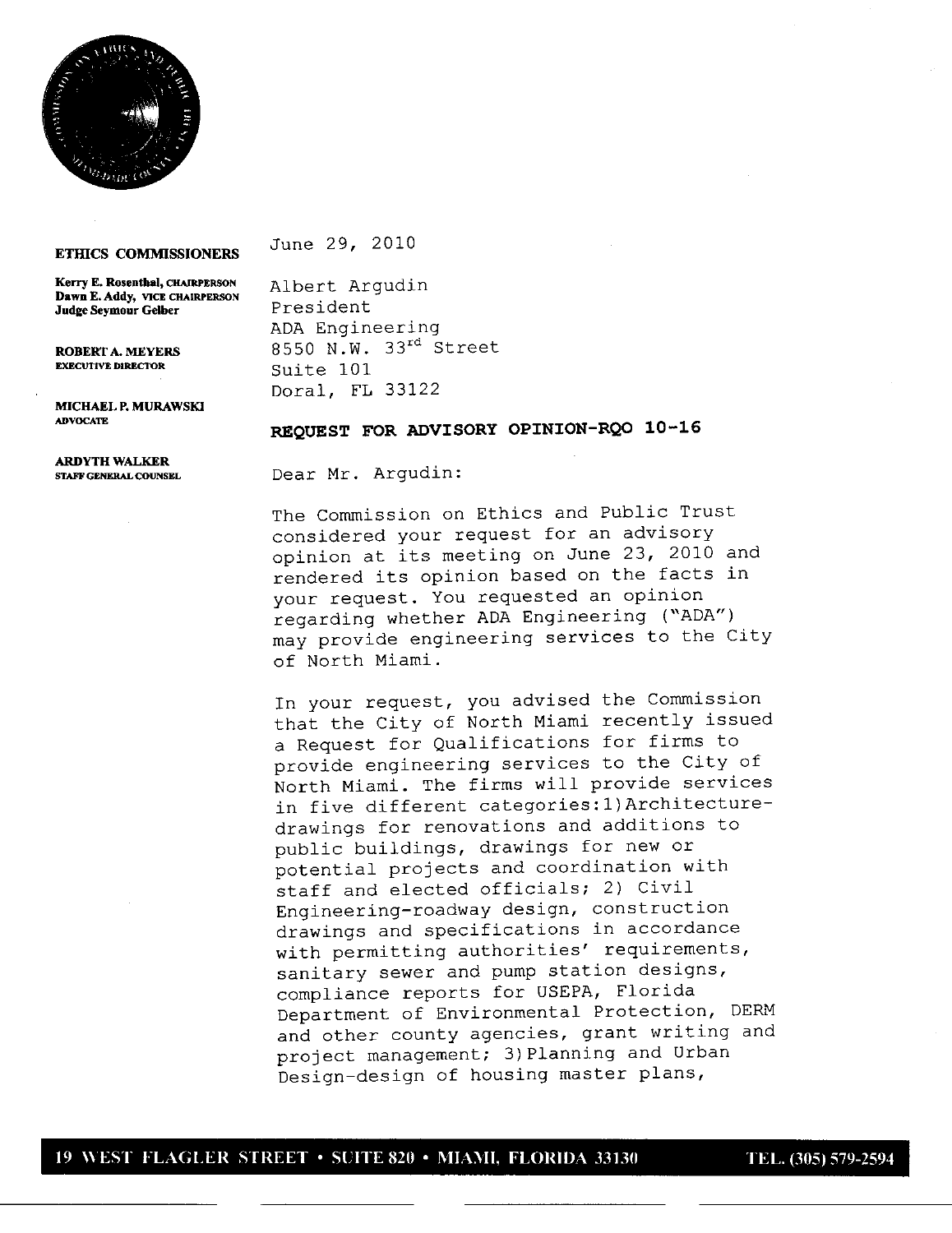**ETHICS COMMISSIONERS**

**Kerry E. Rosenthal, CHAIRPERSON**
**Dawn E. Addy, VICE CHAIRPERSON**
**Judge Seymour Gelber**

**ROBERT A. MEYERS**
**EXECUTIVE DIRECTOR**

**MICHAEL P. MURAWSKI**
**ADVOCATE**

**ARDYTH WALKER**
**STAFF GENERAL COUNSEL**

June 29, 2010

Albert Argudin
President
ADA Engineering
8550 N.W. 33rd Street
Suite 101
Doral, FL 33122

**REQUEST FOR ADVISORY OPINION-RQO 10-16**

Dear Mr. Argudin:

The Commission on Ethics and Public Trust considered your request for an advisory opinion at its meeting on June 23, 2010 and rendered its opinion based on the facts in your request. You requested an opinion regarding whether ADA Engineering ("ADA") may provide engineering services to the City of North Miami.

In your request, you advised the Commission that the City of North Miami recently issued a Request for Qualifications for firms to provide engineering services to the City of North Miami. The firms will provide services in five different categories: 1) Architecture-drawings for renovations and additions to public buildings, drawings for new or potential projects and coordination with staff and elected officials; 2) Civil Engineering-roadway design, construction drawings and specifications in accordance with permitting authorities' requirements, sanitary sewer and pump station designs, compliance reports for USEPA, Florida Department of Environmental Protection, DERM and other county agencies, grant writing and project management; 3) Planning and Urban Design-design of housing master plans,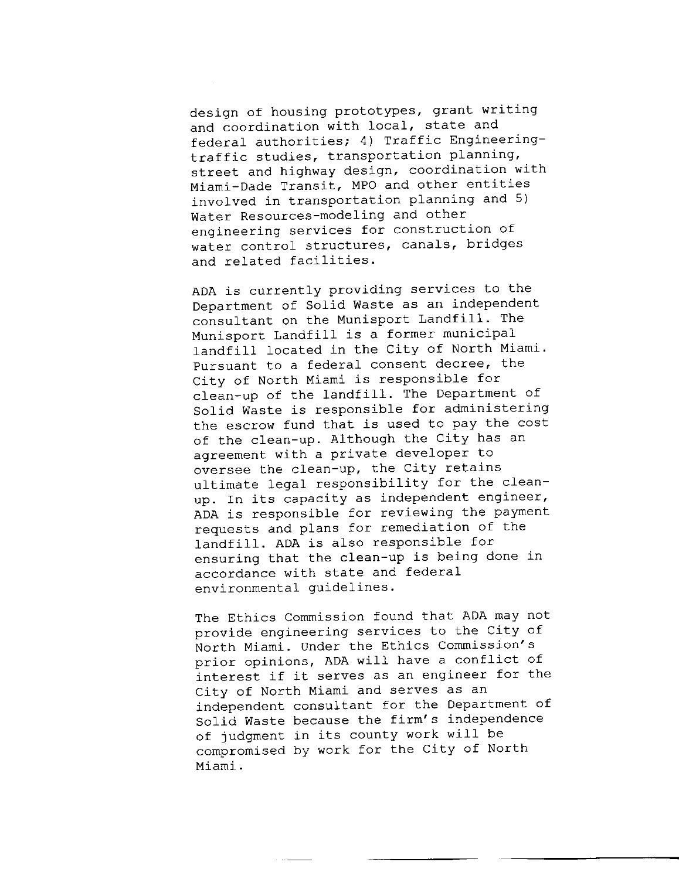design of housing prototypes, grant writing and coordination with local, state and federal authorities; 4) Traffic Engineering-traffic studies, transportation planning, street and highway design, coordination with Miami-Dade Transit, MPO and other entities involved in transportation planning and 5) Water Resources-modeling and other engineering services for construction of water control structures, canals, bridges and related facilities.

ADA is currently providing services to the Department of Solid Waste as an independent consultant on the Munisport Landfill. The Munisport Landfill is a former municipal landfill located in the City of North Miami. Pursuant to a federal consent decree, the City of North Miami is responsible for clean-up of the landfill. The Department of Solid Waste is responsible for administering the escrow fund that is used to pay the cost of the clean-up. Although the City has an agreement with a private developer to oversee the clean-up, the City retains ultimate legal responsibility for the clean-up. In its capacity as independent engineer, ADA is responsible for reviewing the payment requests and plans for remediation of the landfill. ADA is also responsible for ensuring that the clean-up is being done in accordance with state and federal environmental guidelines.

The Ethics Commission found that ADA may not provide engineering services to the City of North Miami. Under the Ethics Commission's prior opinions, ADA will have a conflict of interest if it serves as an engineer for the City of North Miami and serves as an independent consultant for the Department of Solid Waste because the firm's independence of judgment in its county work will be compromised by work for the City of North Miami.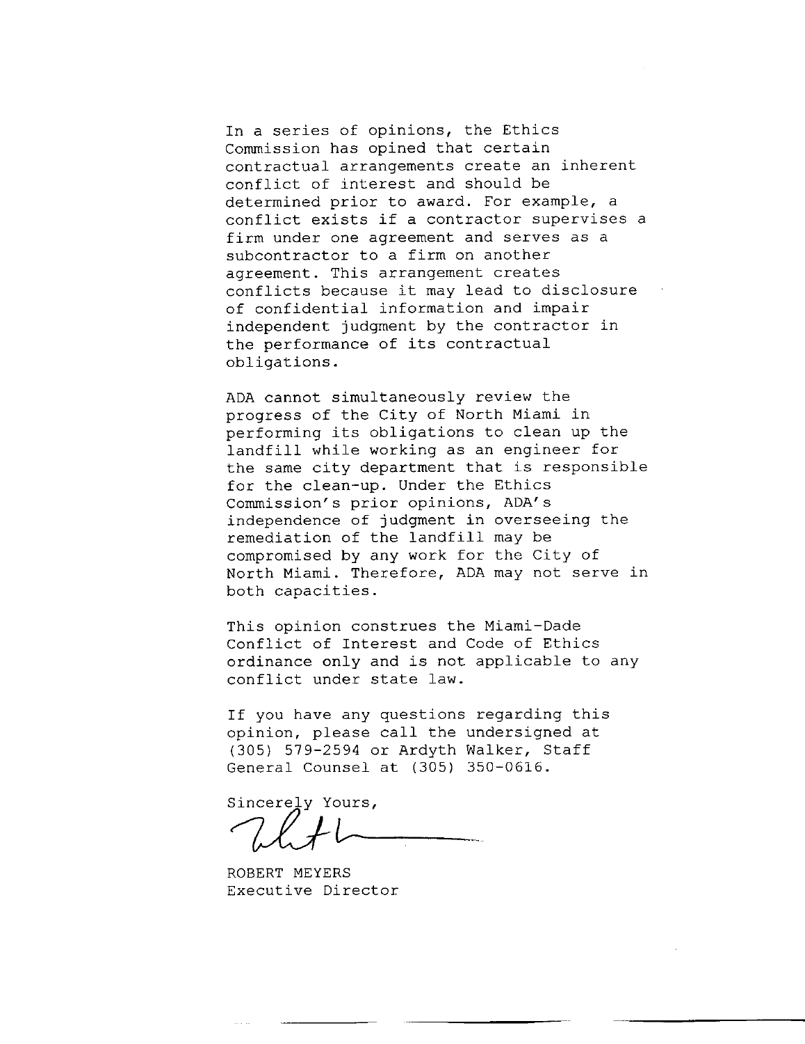In a series of opinions, the Ethics Commission has opined that certain contractual arrangements create an inherent conflict of interest and should be determined prior to award. For example, a conflict exists if a contractor supervises a firm under one agreement and serves as a subcontractor to a firm on another agreement. This arrangement creates conflicts because it may lead to disclosure of confidential information and impair independent judgment by the contractor in the performance of its contractual obligations.

ADA cannot simultaneously review the progress of the City of North Miami in performing its obligations to clean up the landfill while working as an engineer for the same city department that is responsible for the clean-up. Under the Ethics Commission's prior opinions, ADA's independence of judgment in overseeing the remediation of the landfill may be compromised by any work for the City of North Miami. Therefore, ADA may not serve in both capacities.

This opinion construes the Miami-Dade Conflict of Interest and Code of Ethics ordinance only and is not applicable to any conflict under state law.

If you have any questions regarding this opinion, please call the undersigned at (305) 579-2594 or Ardyth Walker, Staff General Counsel at (305) 350-0616.

Sincerely Yours,

ROBERT MEYERS
Executive Director